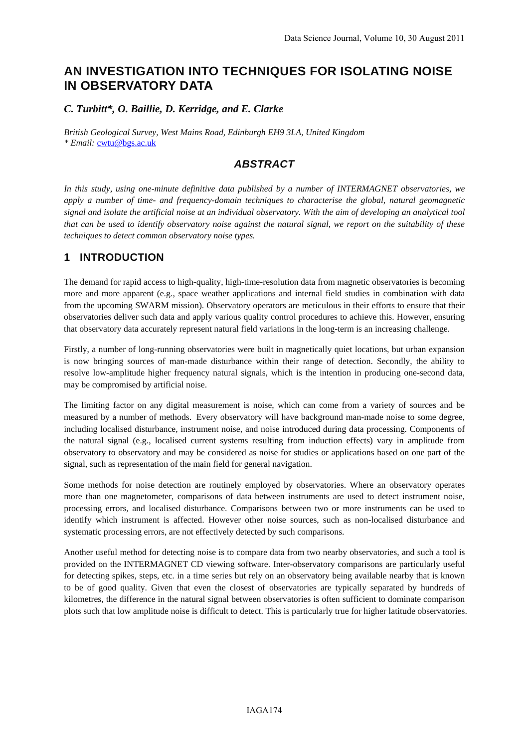# AN INVESTIGATION INTO TECHNIQUES FOR ISOLATING NOISE IN OBSERVATORY DATA

***C. Turbitt\*, O. Baillie, D. Kerridge, and E. Clarke***

*British Geological Survey, West Mains Road, Edinburgh EH9 3LA, United Kingdom*
*\* Email:* cwtu@bgs.ac.uk

## *ABSTRACT*

*In this study, using one-minute definitive data published by a number of INTERMAGNET observatories, we apply a number of time- and frequency-domain techniques to characterise the global, natural geomagnetic signal and isolate the artificial noise at an individual observatory. With the aim of developing an analytical tool that can be used to identify observatory noise against the natural signal, we report on the suitability of these techniques to detect common observatory noise types.*

## 1 INTRODUCTION

The demand for rapid access to high-quality, high-time-resolution data from magnetic observatories is becoming more and more apparent (e.g., space weather applications and internal field studies in combination with data from the upcoming SWARM mission). Observatory operators are meticulous in their efforts to ensure that their observatories deliver such data and apply various quality control procedures to achieve this. However, ensuring that observatory data accurately represent natural field variations in the long-term is an increasing challenge.

Firstly, a number of long-running observatories were built in magnetically quiet locations, but urban expansion is now bringing sources of man-made disturbance within their range of detection. Secondly, the ability to resolve low-amplitude higher frequency natural signals, which is the intention in producing one-second data, may be compromised by artificial noise.

The limiting factor on any digital measurement is noise, which can come from a variety of sources and be measured by a number of methods. Every observatory will have background man-made noise to some degree, including localised disturbance, instrument noise, and noise introduced during data processing. Components of the natural signal (e.g., localised current systems resulting from induction effects) vary in amplitude from observatory to observatory and may be considered as noise for studies or applications based on one part of the signal, such as representation of the main field for general navigation.

Some methods for noise detection are routinely employed by observatories. Where an observatory operates more than one magnetometer, comparisons of data between instruments are used to detect instrument noise, processing errors, and localised disturbance. Comparisons between two or more instruments can be used to identify which instrument is affected. However other noise sources, such as non-localised disturbance and systematic processing errors, are not effectively detected by such comparisons.

Another useful method for detecting noise is to compare data from two nearby observatories, and such a tool is provided on the INTERMAGNET CD viewing software. Inter-observatory comparisons are particularly useful for detecting spikes, steps, etc. in a time series but rely on an observatory being available nearby that is known to be of good quality. Given that even the closest of observatories are typically separated by hundreds of kilometres, the difference in the natural signal between observatories is often sufficient to dominate comparison plots such that low amplitude noise is difficult to detect. This is particularly true for higher latitude observatories.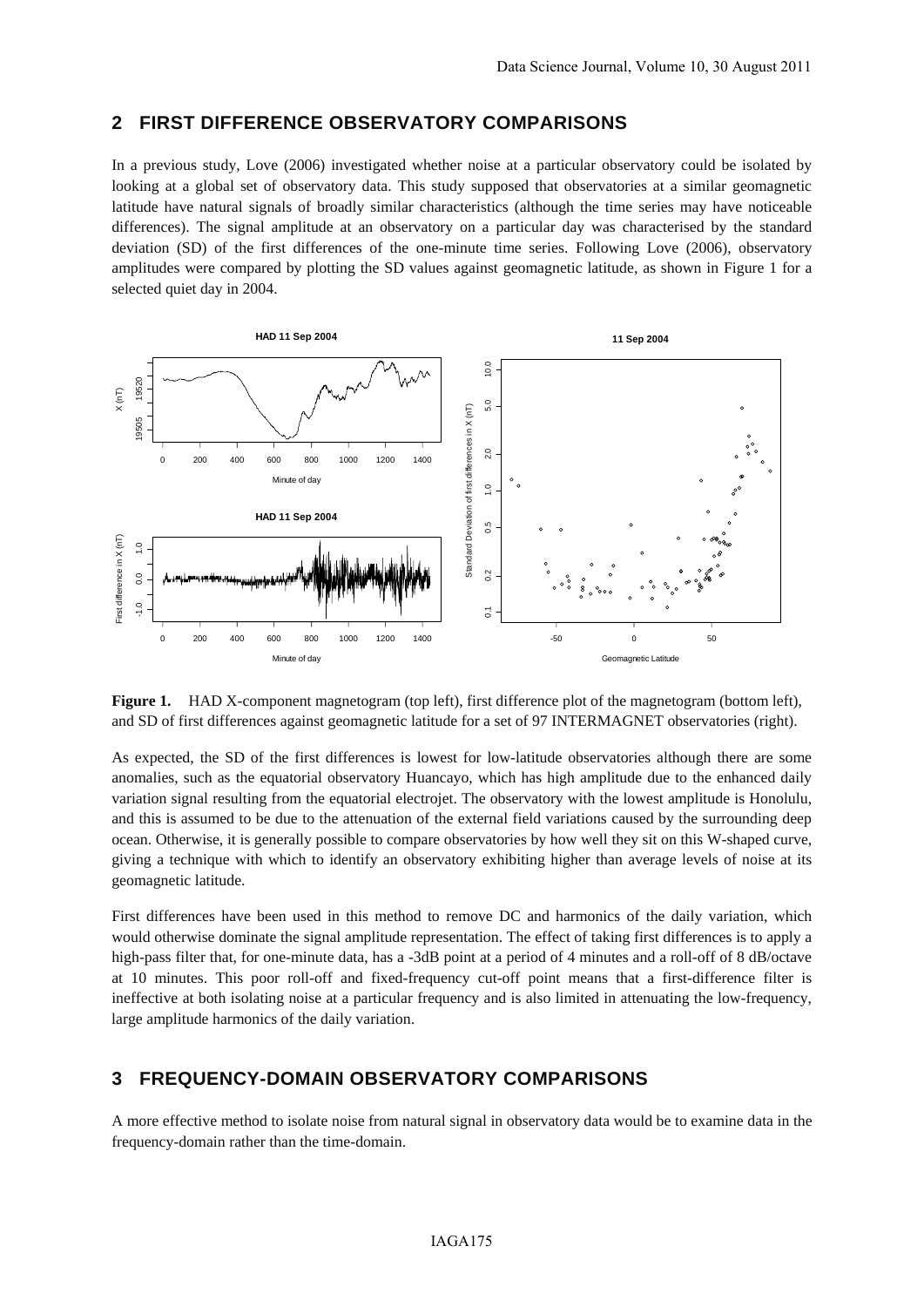## 2 FIRST DIFFERENCE OBSERVATORY COMPARISONS

In a previous study, Love (2006) investigated whether noise at a particular observatory could be isolated by looking at a global set of observatory data. This study supposed that observatories at a similar geomagnetic latitude have natural signals of broadly similar characteristics (although the time series may have noticeable differences). The signal amplitude at an observatory on a particular day was characterised by the standard deviation (SD) of the first differences of the one-minute time series. Following Love (2006), observatory amplitudes were compared by plotting the SD values against geomagnetic latitude, as shown in Figure 1 for a selected quiet day in 2004.

**Figure 1.** HAD X-component magnetogram (top left), first difference plot of the magnetogram (bottom left), and SD of first differences against geomagnetic latitude for a set of 97 INTERMAGNET observatories (right).

As expected, the SD of the first differences is lowest for low-latitude observatories although there are some anomalies, such as the equatorial observatory Huancayo, which has high amplitude due to the enhanced daily variation signal resulting from the equatorial electrojet. The observatory with the lowest amplitude is Honolulu, and this is assumed to be due to the attenuation of the external field variations caused by the surrounding deep ocean. Otherwise, it is generally possible to compare observatories by how well they sit on this W-shaped curve, giving a technique with which to identify an observatory exhibiting higher than average levels of noise at its geomagnetic latitude.

First differences have been used in this method to remove DC and harmonics of the daily variation, which would otherwise dominate the signal amplitude representation. The effect of taking first differences is to apply a high-pass filter that, for one-minute data, has a -3dB point at a period of 4 minutes and a roll-off of 8 dB/octave at 10 minutes. This poor roll-off and fixed-frequency cut-off point means that a first-difference filter is ineffective at both isolating noise at a particular frequency and is also limited in attenuating the low-frequency, large amplitude harmonics of the daily variation.

## 3 FREQUENCY-DOMAIN OBSERVATORY COMPARISONS

A more effective method to isolate noise from natural signal in observatory data would be to examine data in the frequency-domain rather than the time-domain.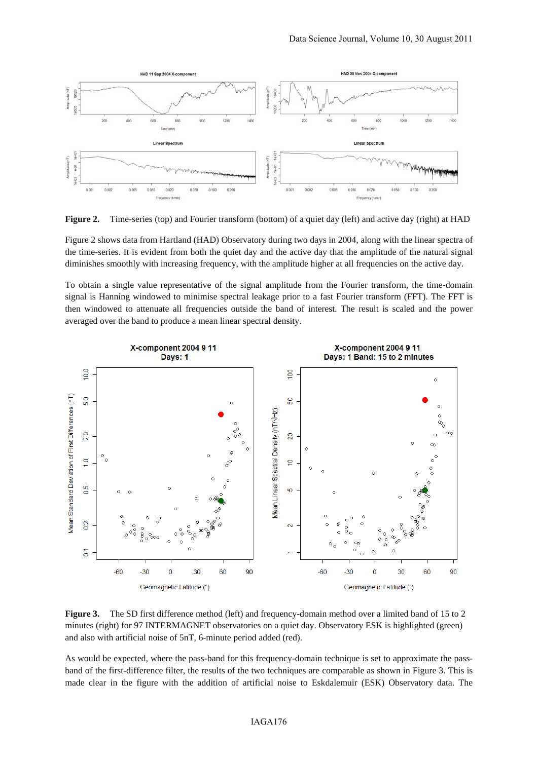**Figure 2.** Time-series (top) and Fourier transform (bottom) of a quiet day (left) and active day (right) at HAD

Figure 2 shows data from Hartland (HAD) Observatory during two days in 2004, along with the linear spectra of the time-series. It is evident from both the quiet day and the active day that the amplitude of the natural signal diminishes smoothly with increasing frequency, with the amplitude higher at all frequencies on the active day.

To obtain a single value representative of the signal amplitude from the Fourier transform, the time-domain signal is Hanning windowed to minimise spectral leakage prior to a fast Fourier transform (FFT). The FFT is then windowed to attenuate all frequencies outside the band of interest. The result is scaled and the power averaged over the band to produce a mean linear spectral density.

**Figure 3.** The SD first difference method (left) and frequency-domain method over a limited band of 15 to 2 minutes (right) for 97 INTERMAGNET observatories on a quiet day. Observatory ESK is highlighted (green) and also with artificial noise of 5nT, 6-minute period added (red).

As would be expected, where the pass-band for this frequency-domain technique is set to approximate the pass-band of the first-difference filter, the results of the two techniques are comparable as shown in Figure 3. This is made clear in the figure with the addition of artificial noise to Eskdalemuir (ESK) Observatory data. The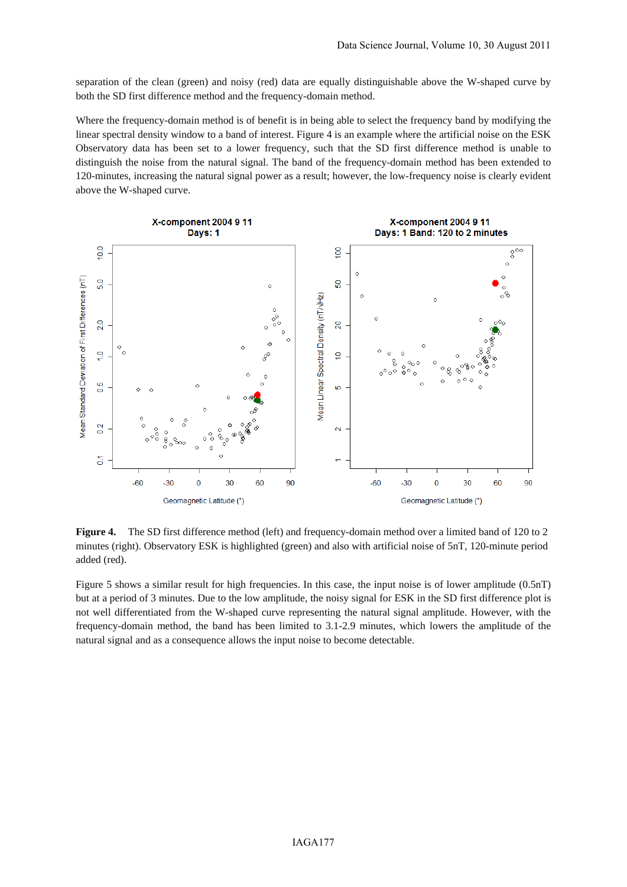separation of the clean (green) and noisy (red) data are equally distinguishable above the W-shaped curve by both the SD first difference method and the frequency-domain method.

Where the frequency-domain method is of benefit is in being able to select the frequency band by modifying the linear spectral density window to a band of interest. Figure 4 is an example where the artificial noise on the ESK Observatory data has been set to a lower frequency, such that the SD first difference method is unable to distinguish the noise from the natural signal. The band of the frequency-domain method has been extended to 120-minutes, increasing the natural signal power as a result; however, the low-frequency noise is clearly evident above the W-shaped curve.

**Figure 4.** The SD first difference method (left) and frequency-domain method over a limited band of 120 to 2 minutes (right). Observatory ESK is highlighted (green) and also with artificial noise of 5nT, 120-minute period added (red).

Figure 5 shows a similar result for high frequencies. In this case, the input noise is of lower amplitude (0.5nT) but at a period of 3 minutes. Due to the low amplitude, the noisy signal for ESK in the SD first difference plot is not well differentiated from the W-shaped curve representing the natural signal amplitude. However, with the frequency-domain method, the band has been limited to 3.1-2.9 minutes, which lowers the amplitude of the natural signal and as a consequence allows the input noise to become detectable.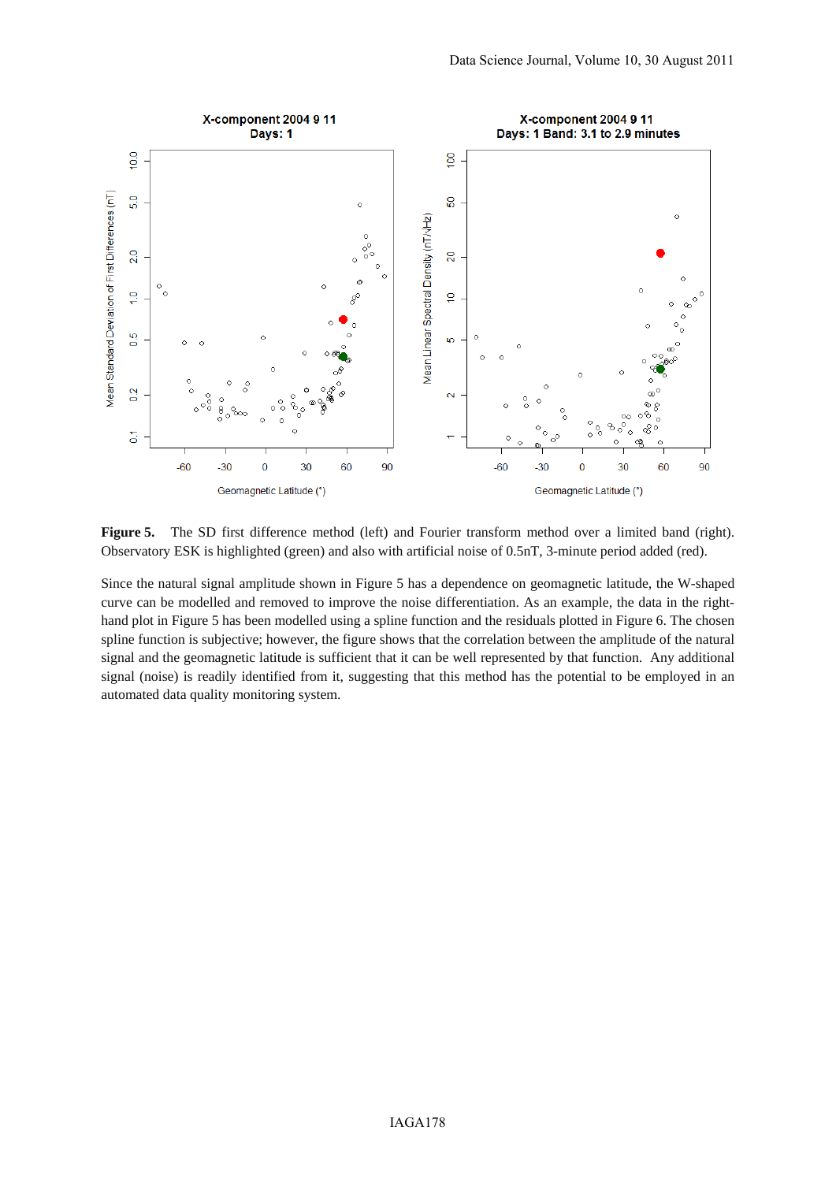**Figure 5.** The SD first difference method (left) and Fourier transform method over a limited band (right). Observatory ESK is highlighted (green) and also with artificial noise of 0.5nT, 3-minute period added (red).

Since the natural signal amplitude shown in Figure 5 has a dependence on geomagnetic latitude, the W-shaped curve can be modelled and removed to improve the noise differentiation. As an example, the data in the right-hand plot in Figure 5 has been modelled using a spline function and the residuals plotted in Figure 6. The chosen spline function is subjective; however, the figure shows that the correlation between the amplitude of the natural signal and the geomagnetic latitude is sufficient that it can be well represented by that function. Any additional signal (noise) is readily identified from it, suggesting that this method has the potential to be employed in an automated data quality monitoring system.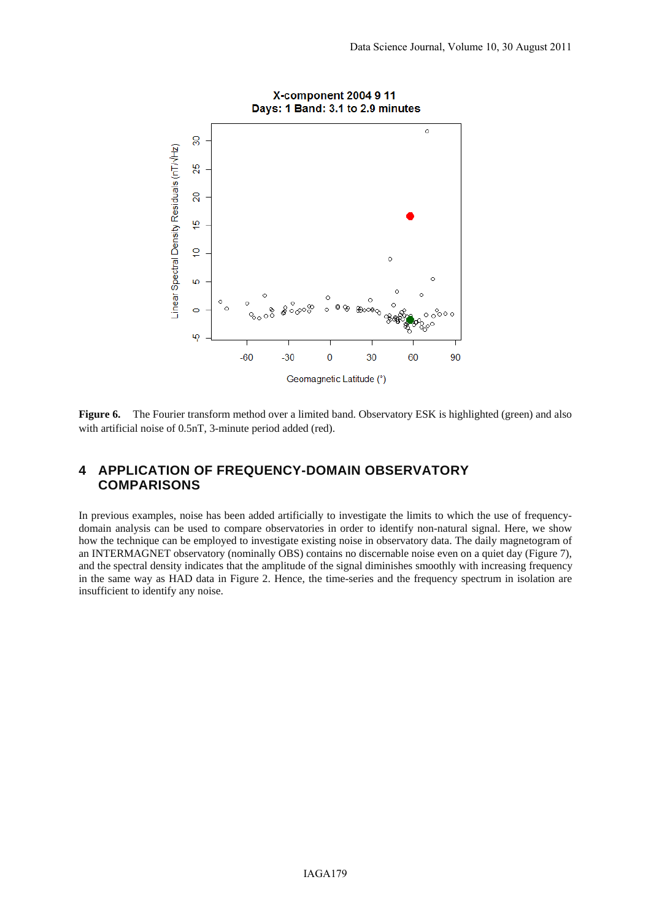**Figure 6.** The Fourier transform method over a limited band. Observatory ESK is highlighted (green) and also with artificial noise of 0.5nT, 3-minute period added (red).

## 4 APPLICATION OF FREQUENCY-DOMAIN OBSERVATORY COMPARISONS

In previous examples, noise has been added artificially to investigate the limits to which the use of frequency-domain analysis can be used to compare observatories in order to identify non-natural signal. Here, we show how the technique can be employed to investigate existing noise in observatory data. The daily magnetogram of an INTERMAGNET observatory (nominally OBS) contains no discernable noise even on a quiet day (Figure 7), and the spectral density indicates that the amplitude of the signal diminishes smoothly with increasing frequency in the same way as HAD data in Figure 2. Hence, the time-series and the frequency spectrum in isolation are insufficient to identify any noise.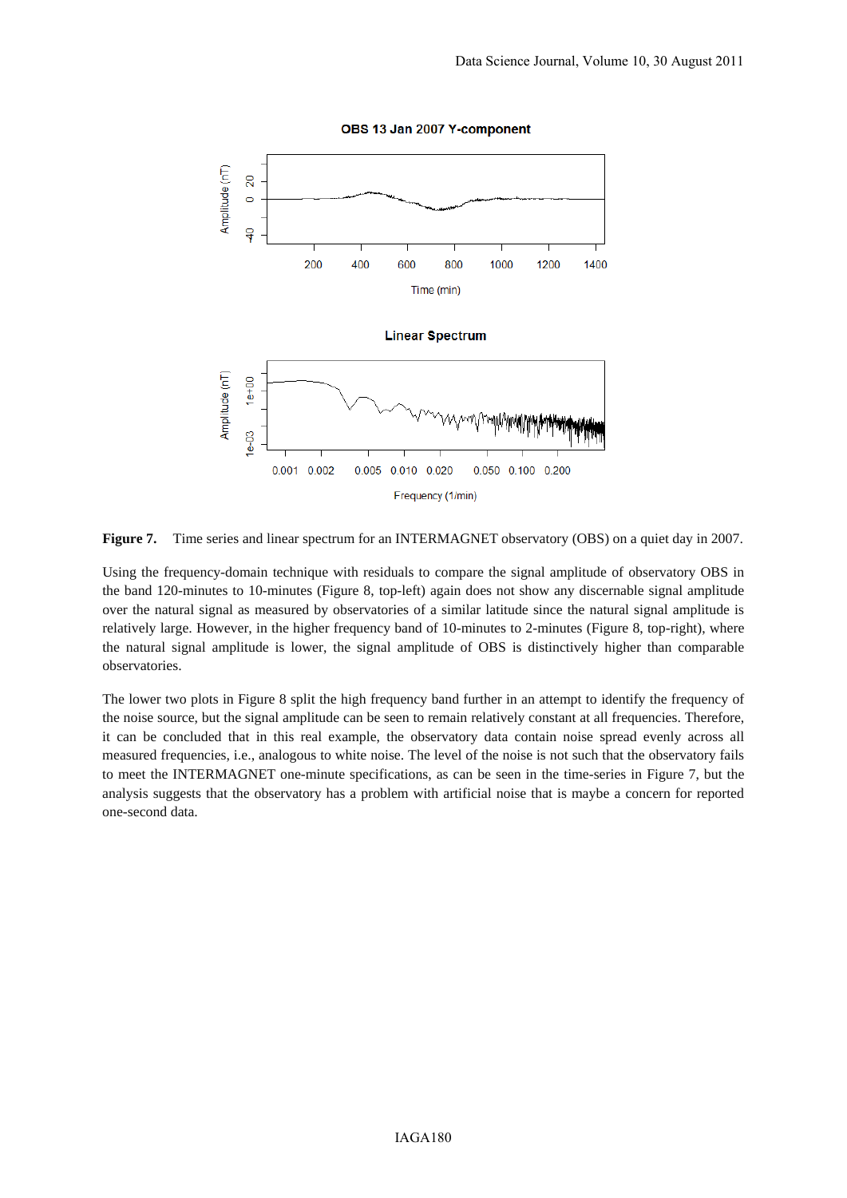**Figure 7.** Time series and linear spectrum for an INTERMAGNET observatory (OBS) on a quiet day in 2007.

Using the frequency-domain technique with residuals to compare the signal amplitude of observatory OBS in the band 120-minutes to 10-minutes (Figure 8, top-left) again does not show any discernable signal amplitude over the natural signal as measured by observatories of a similar latitude since the natural signal amplitude is relatively large. However, in the higher frequency band of 10-minutes to 2-minutes (Figure 8, top-right), where the natural signal amplitude is lower, the signal amplitude of OBS is distinctively higher than comparable observatories.

The lower two plots in Figure 8 split the high frequency band further in an attempt to identify the frequency of the noise source, but the signal amplitude can be seen to remain relatively constant at all frequencies. Therefore, it can be concluded that in this real example, the observatory data contain noise spread evenly across all measured frequencies, i.e., analogous to white noise. The level of the noise is not such that the observatory fails to meet the INTERMAGNET one-minute specifications, as can be seen in the time-series in Figure 7, but the analysis suggests that the observatory has a problem with artificial noise that is maybe a concern for reported one-second data.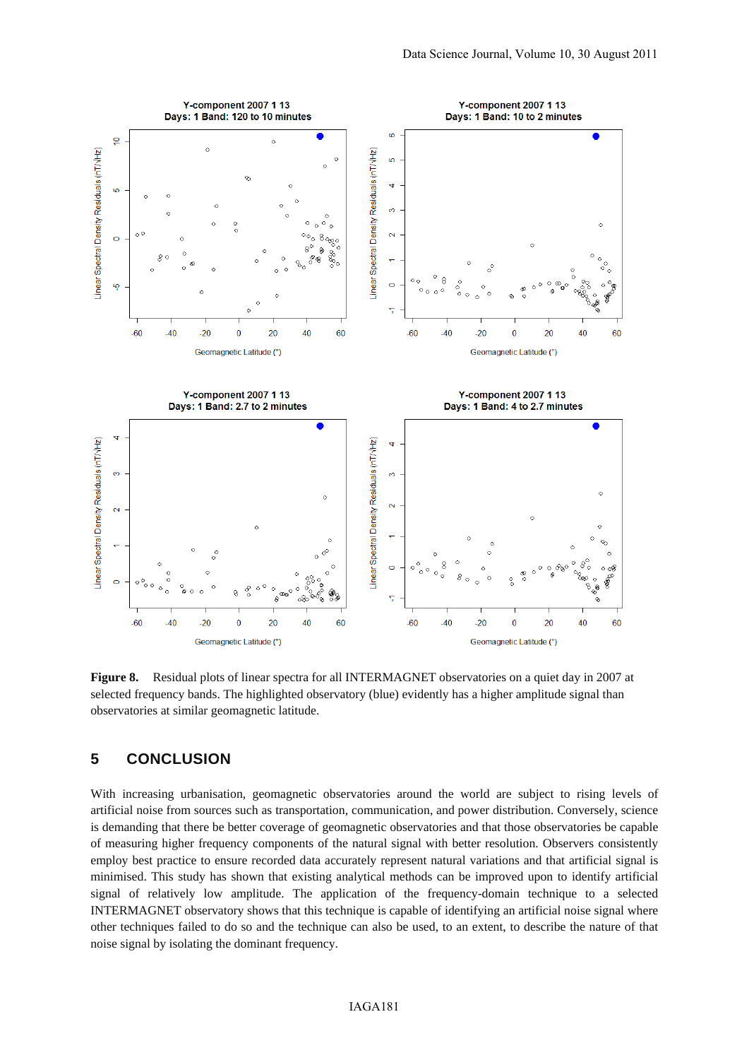**Figure 8.** Residual plots of linear spectra for all INTERMAGNET observatories on a quiet day in 2007 at selected frequency bands. The highlighted observatory (blue) evidently has a higher amplitude signal than observatories at similar geomagnetic latitude.

## 5 CONCLUSION

With increasing urbanisation, geomagnetic observatories around the world are subject to rising levels of artificial noise from sources such as transportation, communication, and power distribution. Conversely, science is demanding that there be better coverage of geomagnetic observatories and that those observatories be capable of measuring higher frequency components of the natural signal with better resolution. Observers consistently employ best practice to ensure recorded data accurately represent natural variations and that artificial signal is minimised. This study has shown that existing analytical methods can be improved upon to identify artificial signal of relatively low amplitude. The application of the frequency-domain technique to a selected INTERMAGNET observatory shows that this technique is capable of identifying an artificial noise signal where other techniques failed to do so and the technique can also be used, to an extent, to describe the nature of that noise signal by isolating the dominant frequency.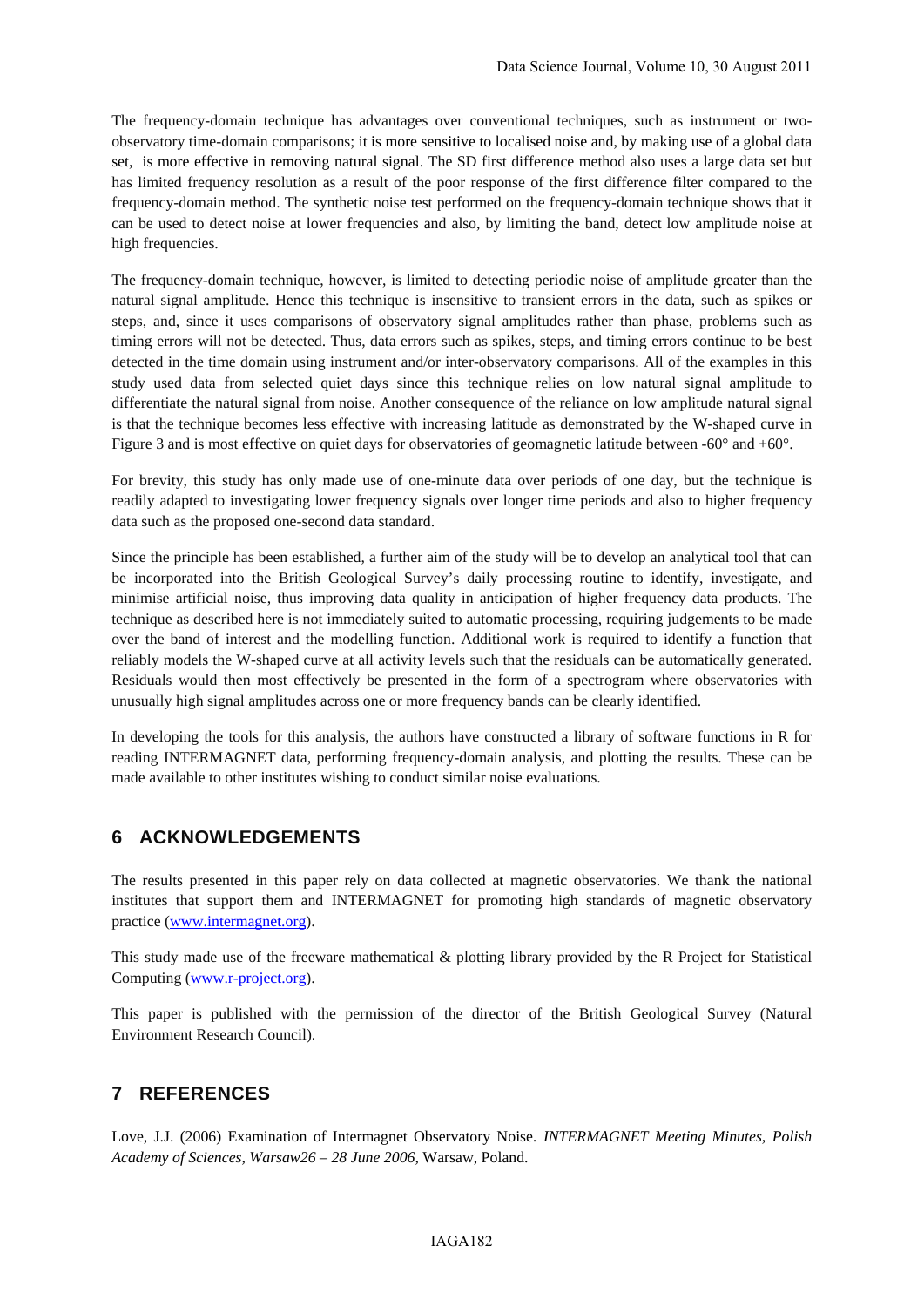The frequency-domain technique has advantages over conventional techniques, such as instrument or two-observatory time-domain comparisons; it is more sensitive to localised noise and, by making use of a global data set, is more effective in removing natural signal. The SD first difference method also uses a large data set but has limited frequency resolution as a result of the poor response of the first difference filter compared to the frequency-domain method. The synthetic noise test performed on the frequency-domain technique shows that it can be used to detect noise at lower frequencies and also, by limiting the band, detect low amplitude noise at high frequencies.

The frequency-domain technique, however, is limited to detecting periodic noise of amplitude greater than the natural signal amplitude. Hence this technique is insensitive to transient errors in the data, such as spikes or steps, and, since it uses comparisons of observatory signal amplitudes rather than phase, problems such as timing errors will not be detected. Thus, data errors such as spikes, steps, and timing errors continue to be best detected in the time domain using instrument and/or inter-observatory comparisons. All of the examples in this study used data from selected quiet days since this technique relies on low natural signal amplitude to differentiate the natural signal from noise. Another consequence of the reliance on low amplitude natural signal is that the technique becomes less effective with increasing latitude as demonstrated by the W-shaped curve in Figure 3 and is most effective on quiet days for observatories of geomagnetic latitude between -60° and +60°.

For brevity, this study has only made use of one-minute data over periods of one day, but the technique is readily adapted to investigating lower frequency signals over longer time periods and also to higher frequency data such as the proposed one-second data standard.

Since the principle has been established, a further aim of the study will be to develop an analytical tool that can be incorporated into the British Geological Survey's daily processing routine to identify, investigate, and minimise artificial noise, thus improving data quality in anticipation of higher frequency data products. The technique as described here is not immediately suited to automatic processing, requiring judgements to be made over the band of interest and the modelling function. Additional work is required to identify a function that reliably models the W-shaped curve at all activity levels such that the residuals can be automatically generated. Residuals would then most effectively be presented in the form of a spectrogram where observatories with unusually high signal amplitudes across one or more frequency bands can be clearly identified.

In developing the tools for this analysis, the authors have constructed a library of software functions in R for reading INTERMAGNET data, performing frequency-domain analysis, and plotting the results. These can be made available to other institutes wishing to conduct similar noise evaluations.

## 6 ACKNOWLEDGEMENTS

The results presented in this paper rely on data collected at magnetic observatories. We thank the national institutes that support them and INTERMAGNET for promoting high standards of magnetic observatory practice (www.intermagnet.org).

This study made use of the freeware mathematical & plotting library provided by the R Project for Statistical Computing (www.r-project.org).

This paper is published with the permission of the director of the British Geological Survey (Natural Environment Research Council).

## 7 REFERENCES

Love, J.J. (2006) Examination of Intermagnet Observatory Noise. *INTERMAGNET Meeting Minutes, Polish Academy of Sciences, Warsaw26 – 28 June 2006,* Warsaw, Poland.